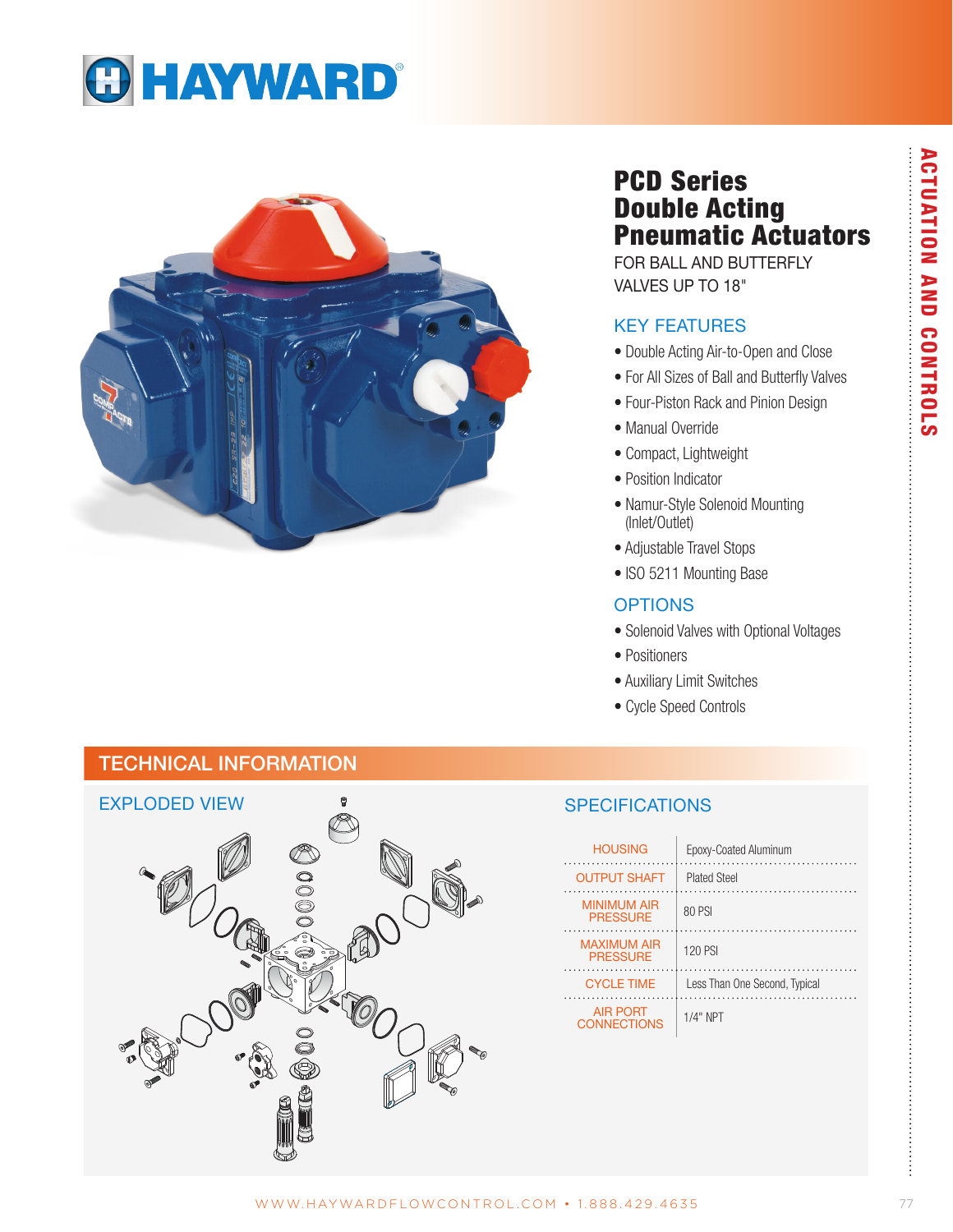# PCD Series Double Acting Pneumatic Actuators

FOR BALL AND BUTTERFLY VALVES UP TO 18"

## KEY FEATURES

- Double Acting Air-to-Open and Close
- For All Sizes of Ball and Butterfly Valves
- Four-Piston Rack and Pinion Design
- Manual Override
- Compact, Lightweight
- Position Indicator
- Namur-Style Solenoid Mounting (Inlet/Outlet)
- Adjustable Travel Stops
- ISO 5211 Mounting Base

## OPTIONS

- Solenoid Valves with Optional Voltages
- Positioners
- Auxiliary Limit Switches
- Cycle Speed Controls

## TECHNICAL INFORMATION

### EXPLODED VIEW

### SPECIFICATIONS

| | |
|---|---|
| HOUSING | Epoxy-Coated Aluminum |
| OUTPUT SHAFT | Plated Steel |
| MINIMUM AIR PRESSURE | 80 PSI |
| MAXIMUM AIR PRESSURE | 120 PSI |
| CYCLE TIME | Less Than One Second, Typical |
| AIR PORT CONNECTIONS | 1/4" NPT |

WWW.HAYWARDFLOWCONTROL.COM • 1.888.429.4635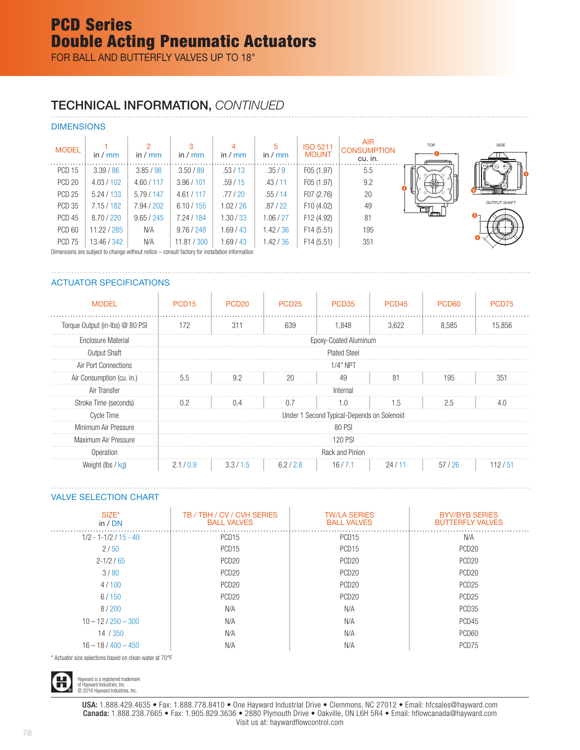# PCD Series
# Double Acting Pneumatic Actuators

FOR BALL AND BUTTERFLY VALVES UP TO 18"

## TECHNICAL INFORMATION, *CONTINUED*

### DIMENSIONS

| MODEL | 1 in / mm | 2 in / mm | 3 in / mm | 4 in / mm | 5 in / mm | ISO 5211 MOUNT | AIR CONSUMPTION cu. in. |
|---|---|---|---|---|---|---|---|
| PCD 15 | 3.39 / 86 | 3.85 / 98 | 3.50 / 89 | .53 / 13 | .35 / 9 | F05 (1.97) | 5.5 |
| PCD 20 | 4.03 / 102 | 4.60 / 117 | 3.96 / 101 | .59 / 15 | .43 / 11 | F05 (1.97) | 9.2 |
| PCD 25 | 5.24 / 133 | 5.79 / 147 | 4.61 / 117 | .77 / 20 | .55 / 14 | F07 (2.76) | 20 |
| PCD 35 | 7.15 / 182 | 7.94 / 202 | 6.10 / 155 | 1.02 / 26 | .87 / 22 | F10 (4.02) | 49 |
| PCD 45 | 8.70 / 220 | 9.65 / 245 | 7.24 / 184 | 1.30 / 33 | 1.06 / 27 | F12 (4.92) | 81 |
| PCD 60 | 11.22 / 285 | N/A | 9.76 / 248 | 1.69 / 43 | 1.42 / 36 | F14 (5.51) | 195 |
| PCD 75 | 13.46 / 342 | N/A | 11.81 / 300 | 1.69 / 43 | 1.42 / 36 | F14 (5.51) | 351 |

Dimensions are subject to change without notice – consult factory for installation information

TOP

SIDE

OUTPUT SHAFT

### ACTUATOR SPECIFICATIONS

| MODEL | PCD15 | PCD20 | PCD25 | PCD35 | PCD45 | PCD60 | PCD75 |
|---|---|---|---|---|---|---|---|
| Torque Output (in-lbs) @ 80 PSI | 172 | 311 | 639 | 1,848 | 3,622 | 8,585 | 15,856 |
| Enclosure Material | Epoxy-Coated Aluminum | | | | | | |
| Output Shaft | Plated Steel | | | | | | |
| Air Port Connections | 1/4" NPT | | | | | | |
| Air Consumption (cu. in.) | 5.5 | 9.2 | 20 | 49 | 81 | 195 | 351 |
| Air Transfer | Internal | | | | | | |
| Stroke Time (seconds) | 0.2 | 0.4 | 0.7 | 1.0 | 1.5 | 2.5 | 4.0 |
| Cycle Time | Under 1 Second Typical-Depends on Solenoid | | | | | | |
| Minimum Air Pressure | 80 PSI | | | | | | |
| Maximum Air Pressure | 120 PSI | | | | | | |
| Operation | Rack and Pinion | | | | | | |
| Weight (lbs / kg) | 2.1 / 0.9 | 3.3 / 1.5 | 6.2 / 2.8 | 16 / 7.1 | 24 / 11 | 57 / 26 | 112 / 51 |

### VALVE SELECTION CHART

| SIZE* in / DN | TB / TBH / CV / CVH SERIES BALL VALVES | TW/LA SERIES BALL VALVES | BYV/BYB SERIES BUTTERFLY VALVES |
|---|---|---|---|
| 1/2 - 1-1/2 / 15 - 40 | PCD15 | PCD15 | N/A |
| 2 / 50 | PCD15 | PCD15 | PCD20 |
| 2-1/2 / 65 | PCD20 | PCD20 | PCD20 |
| 3 / 80 | PCD20 | PCD20 | PCD20 |
| 4 / 100 | PCD20 | PCD20 | PCD25 |
| 6 / 150 | PCD20 | PCD20 | PCD25 |
| 8 / 200 | N/A | N/A | PCD35 |
| 10 – 12 / 250 – 300 | N/A | N/A | PCD45 |
| 14 / 350 | N/A | N/A | PCD60 |
| 16 – 18 / 400 – 450 | N/A | N/A | PCD75 |

* Actuator size selections based on clean water at 70°F

Hayward is a registered trademark of Hayward Industries, Inc.
© 2018 Hayward Industries, Inc.

**USA:** 1.888.429.4635 • Fax: 1.888.778.8410 • One Hayward Industrial Drive • Clemmons, NC 27012 • Email: hfcsales@hayward.com
**Canada:** 1.888.238.7665 • Fax: 1.905.829.3636 • 2880 Plymouth Drive • Oakville, ON L6H 5R4 • Email: hflowcanada@hayward.com
Visit us at: haywardflowcontrol.com